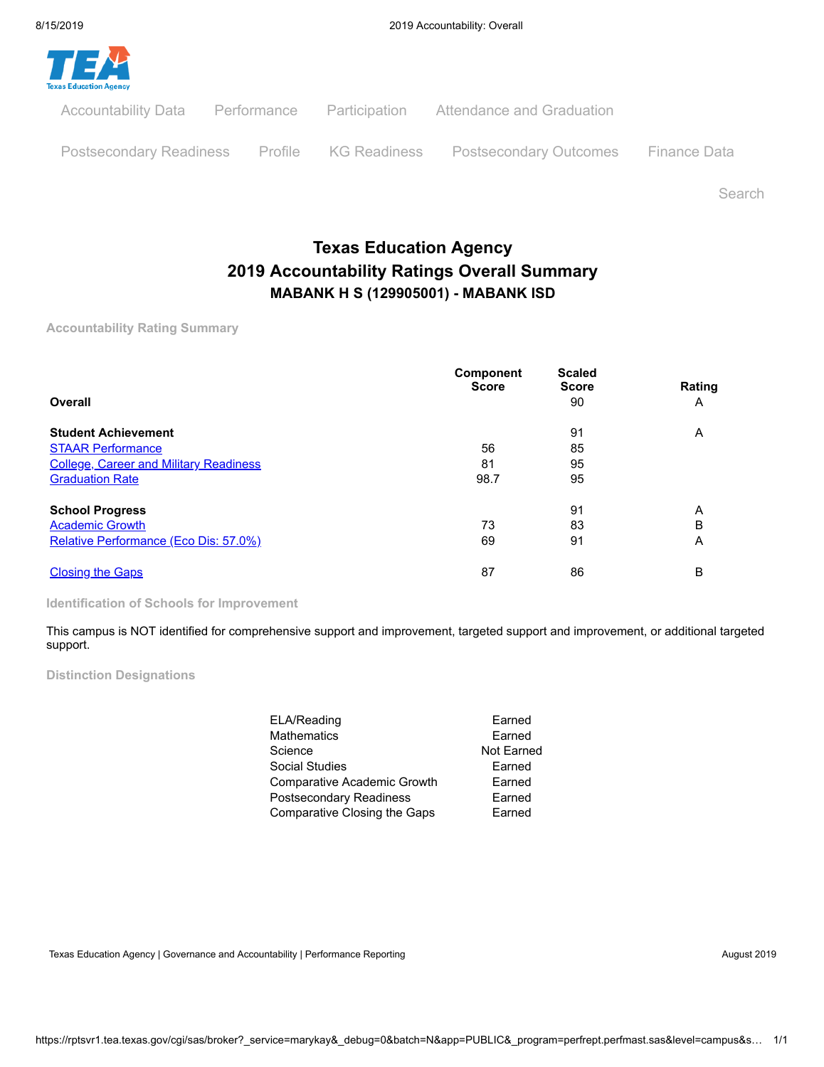Accountability Data | Performance | Participation | Attendance and Graduation

Postsecondary Readiness | Profile | KG Readiness | Postsecondary Outcomes | Finance Data

Search

# Texas Education Agency
## 2019 Accountability Ratings Overall Summary
### MABANK H S (129905001) - MABANK ISD

#### Accountability Rating Summary

| | Component Score | Scaled Score | Rating |
|---|---|---|---|
| **Overall** | | 90 | A |
| | | | |
| **Student Achievement** | | 91 | A |
| STAAR Performance | 56 | 85 | |
| College, Career and Military Readiness | 81 | 95 | |
| Graduation Rate | 98.7 | 95 | |
| | | | |
| **School Progress** | | 91 | A |
| Academic Growth | 73 | 83 | B |
| Relative Performance (Eco Dis: 57.0%) | 69 | 91 | A |
| | | | |
| Closing the Gaps | 87 | 86 | B |

#### Identification of Schools for Improvement

This campus is NOT identified for comprehensive support and improvement, targeted support and improvement, or additional targeted support.

#### Distinction Designations

| | |
|---|---|
| ELA/Reading | Earned |
| Mathematics | Earned |
| Science | Not Earned |
| Social Studies | Earned |
| Comparative Academic Growth | Earned |
| Postsecondary Readiness | Earned |
| Comparative Closing the Gaps | Earned |

Texas Education Agency | Governance and Accountability | Performance Reporting

August 2019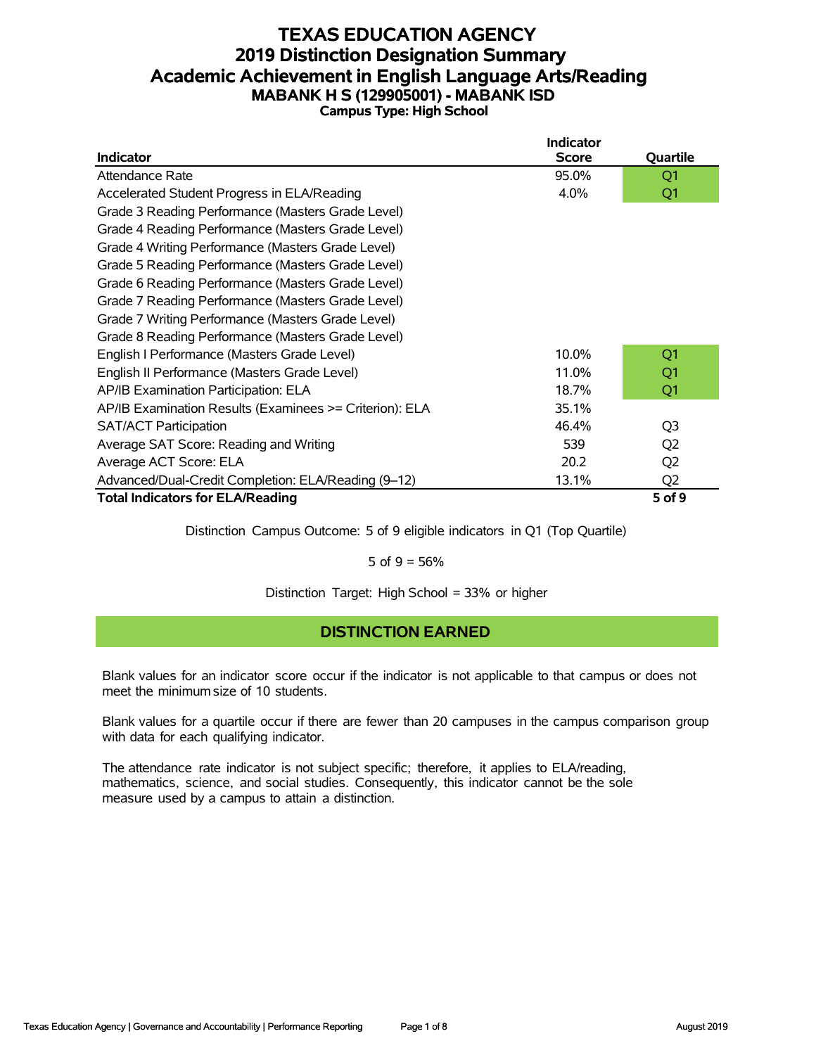# TEXAS EDUCATION AGENCY
# 2019 Distinction Designation Summary
# Academic Achievement in English Language Arts/Reading
## MABANK H S (129905001) - MABANK ISD
### Campus Type: High School

| Indicator | Indicator Score | Quartile |
|---|---|---|
| Attendance Rate | 95.0% | Q1 |
| Accelerated Student Progress in ELA/Reading | 4.0% | Q1 |
| Grade 3 Reading Performance (Masters Grade Level) | | |
| Grade 4 Reading Performance (Masters Grade Level) | | |
| Grade 4 Writing Performance (Masters Grade Level) | | |
| Grade 5 Reading Performance (Masters Grade Level) | | |
| Grade 6 Reading Performance (Masters Grade Level) | | |
| Grade 7 Reading Performance (Masters Grade Level) | | |
| Grade 7 Writing Performance (Masters Grade Level) | | |
| Grade 8 Reading Performance (Masters Grade Level) | | |
| English I Performance (Masters Grade Level) | 10.0% | Q1 |
| English II Performance (Masters Grade Level) | 11.0% | Q1 |
| AP/IB Examination Participation: ELA | 18.7% | Q1 |
| AP/IB Examination Results (Examinees >= Criterion): ELA | 35.1% | |
| SAT/ACT Participation | 46.4% | Q3 |
| Average SAT Score: Reading and Writing | 539 | Q2 |
| Average ACT Score: ELA | 20.2 | Q2 |
| Advanced/Dual-Credit Completion: ELA/Reading (9–12) | 13.1% | Q2 |
| **Total Indicators for ELA/Reading** | | **5 of 9** |

Distinction Campus Outcome: 5 of 9 eligible indicators in Q1 (Top Quartile)

5 of 9 = 56%

Distinction Target: High School = 33% or higher

## DISTINCTION EARNED

Blank values for an indicator score occur if the indicator is not applicable to that campus or does not meet the minimum size of 10 students.

Blank values for a quartile occur if there are fewer than 20 campuses in the campus comparison group with data for each qualifying indicator.

The attendance rate indicator is not subject specific; therefore, it applies to ELA/reading, mathematics, science, and social studies. Consequently, this indicator cannot be the sole measure used by a campus to attain a distinction.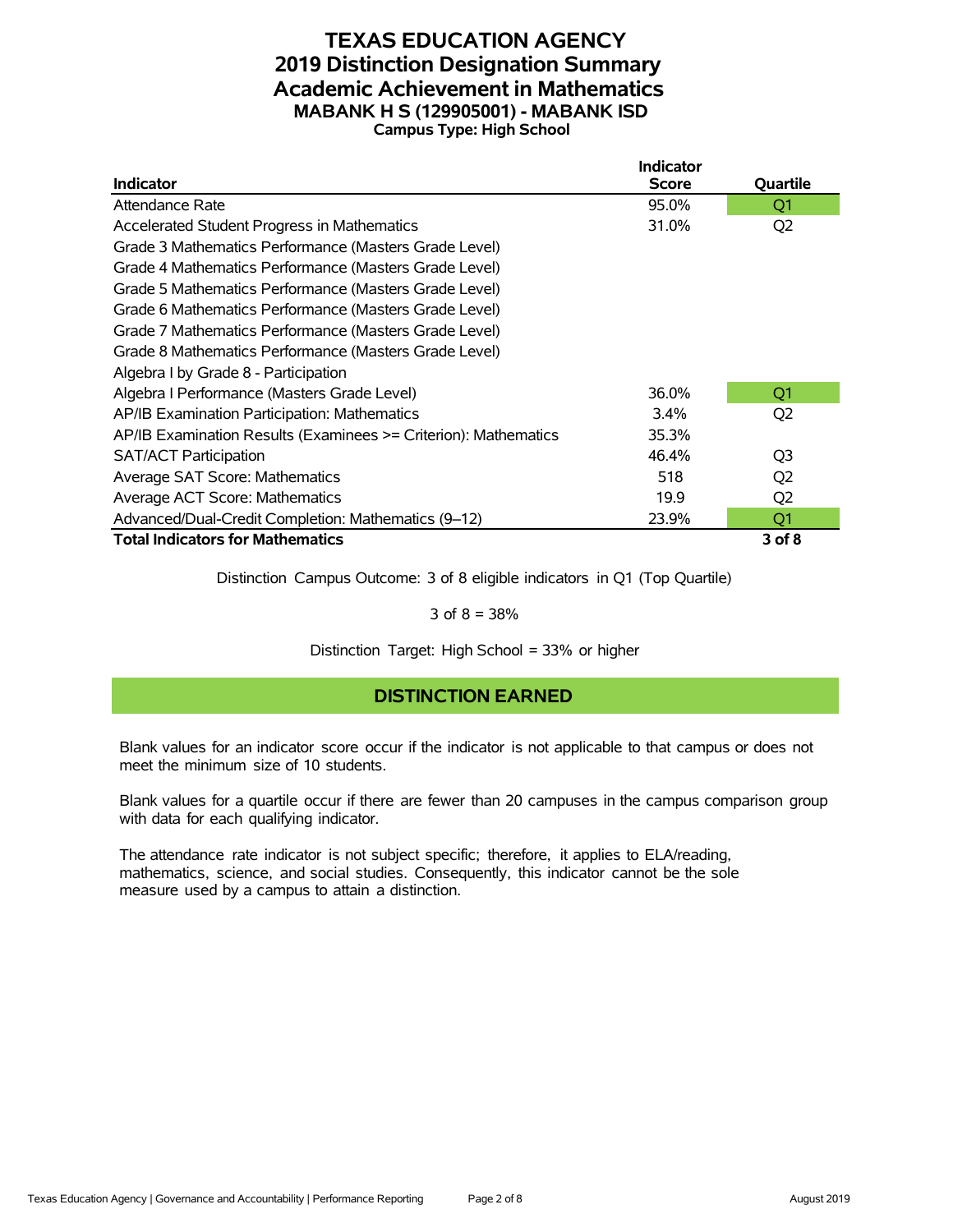# TEXAS EDUCATION AGENCY
## 2019 Distinction Designation Summary
## Academic Achievement in Mathematics
### MABANK H S (129905001) - MABANK ISD
**Campus Type: High School**

| Indicator | Indicator Score | Quartile |
|---|---|---|
| Attendance Rate | 95.0% | Q1 |
| Accelerated Student Progress in Mathematics | 31.0% | Q2 |
| Grade 3 Mathematics Performance (Masters Grade Level) | | |
| Grade 4 Mathematics Performance (Masters Grade Level) | | |
| Grade 5 Mathematics Performance (Masters Grade Level) | | |
| Grade 6 Mathematics Performance (Masters Grade Level) | | |
| Grade 7 Mathematics Performance (Masters Grade Level) | | |
| Grade 8 Mathematics Performance (Masters Grade Level) | | |
| Algebra I by Grade 8 - Participation | | |
| Algebra I Performance (Masters Grade Level) | 36.0% | Q1 |
| AP/IB Examination Participation: Mathematics | 3.4% | Q2 |
| AP/IB Examination Results (Examinees >= Criterion): Mathematics | 35.3% | |
| SAT/ACT Participation | 46.4% | Q3 |
| Average SAT Score: Mathematics | 518 | Q2 |
| Average ACT Score: Mathematics | 19.9 | Q2 |
| Advanced/Dual-Credit Completion: Mathematics (9–12) | 23.9% | Q1 |
| **Total Indicators for Mathematics** | | **3 of 8** |

Distinction Campus Outcome: 3 of 8 eligible indicators in Q1 (Top Quartile)

3 of 8 = 38%

Distinction Target: High School = 33% or higher

**DISTINCTION EARNED**

Blank values for an indicator score occur if the indicator is not applicable to that campus or does not meet the minimum size of 10 students.

Blank values for a quartile occur if there are fewer than 20 campuses in the campus comparison group with data for each qualifying indicator.

The attendance rate indicator is not subject specific; therefore, it applies to ELA/reading, mathematics, science, and social studies. Consequently, this indicator cannot be the sole measure used by a campus to attain a distinction.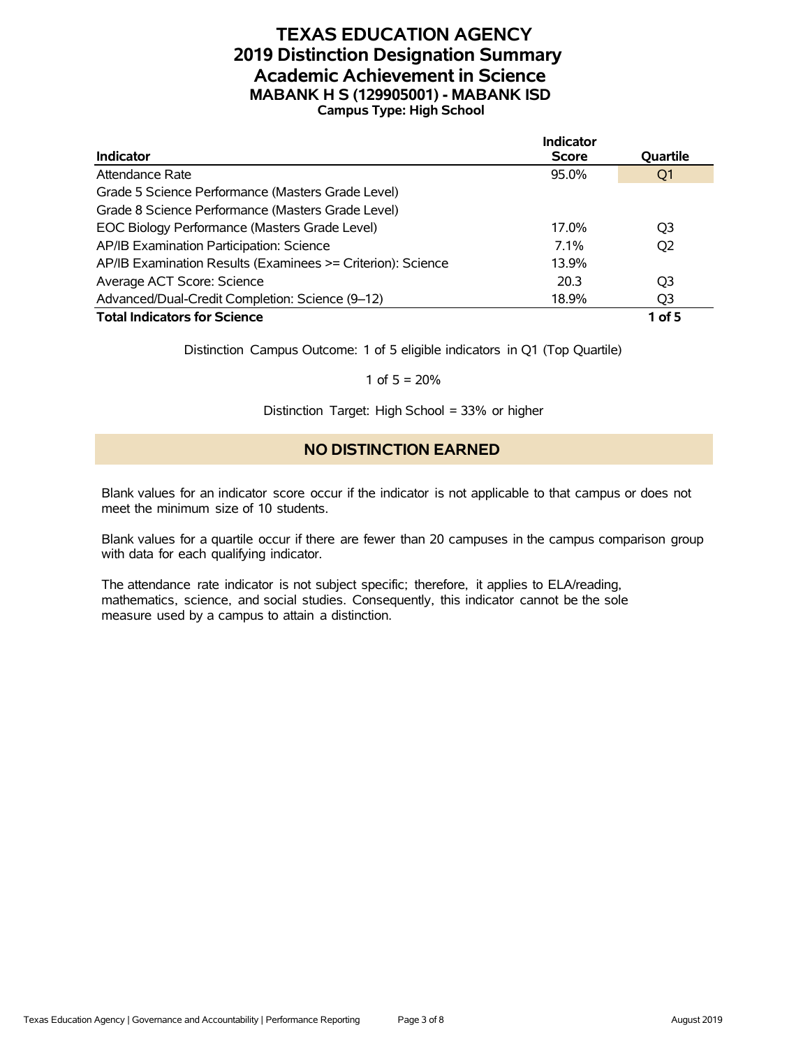# TEXAS EDUCATION AGENCY
## 2019 Distinction Designation Summary
## Academic Achievement in Science
### MABANK H S (129905001) - MABANK ISD
**Campus Type: High School**

| Indicator | Indicator Score | Quartile |
|---|---|---|
| Attendance Rate | 95.0% | Q1 |
| Grade 5 Science Performance (Masters Grade Level) | | |
| Grade 8 Science Performance (Masters Grade Level) | | |
| EOC Biology Performance (Masters Grade Level) | 17.0% | Q3 |
| AP/IB Examination Participation: Science | 7.1% | Q2 |
| AP/IB Examination Results (Examinees >= Criterion): Science | 13.9% | |
| Average ACT Score: Science | 20.3 | Q3 |
| Advanced/Dual-Credit Completion: Science (9–12) | 18.9% | Q3 |
| **Total Indicators for Science** | | **1 of 5** |

Distinction Campus Outcome: 1 of 5 eligible indicators in Q1 (Top Quartile)

1 of 5 = 20%

Distinction Target: High School = 33% or higher

## NO DISTINCTION EARNED

Blank values for an indicator score occur if the indicator is not applicable to that campus or does not meet the minimum size of 10 students.

Blank values for a quartile occur if there are fewer than 20 campuses in the campus comparison group with data for each qualifying indicator.

The attendance rate indicator is not subject specific; therefore, it applies to ELA/reading, mathematics, science, and social studies. Consequently, this indicator cannot be the sole measure used by a campus to attain a distinction.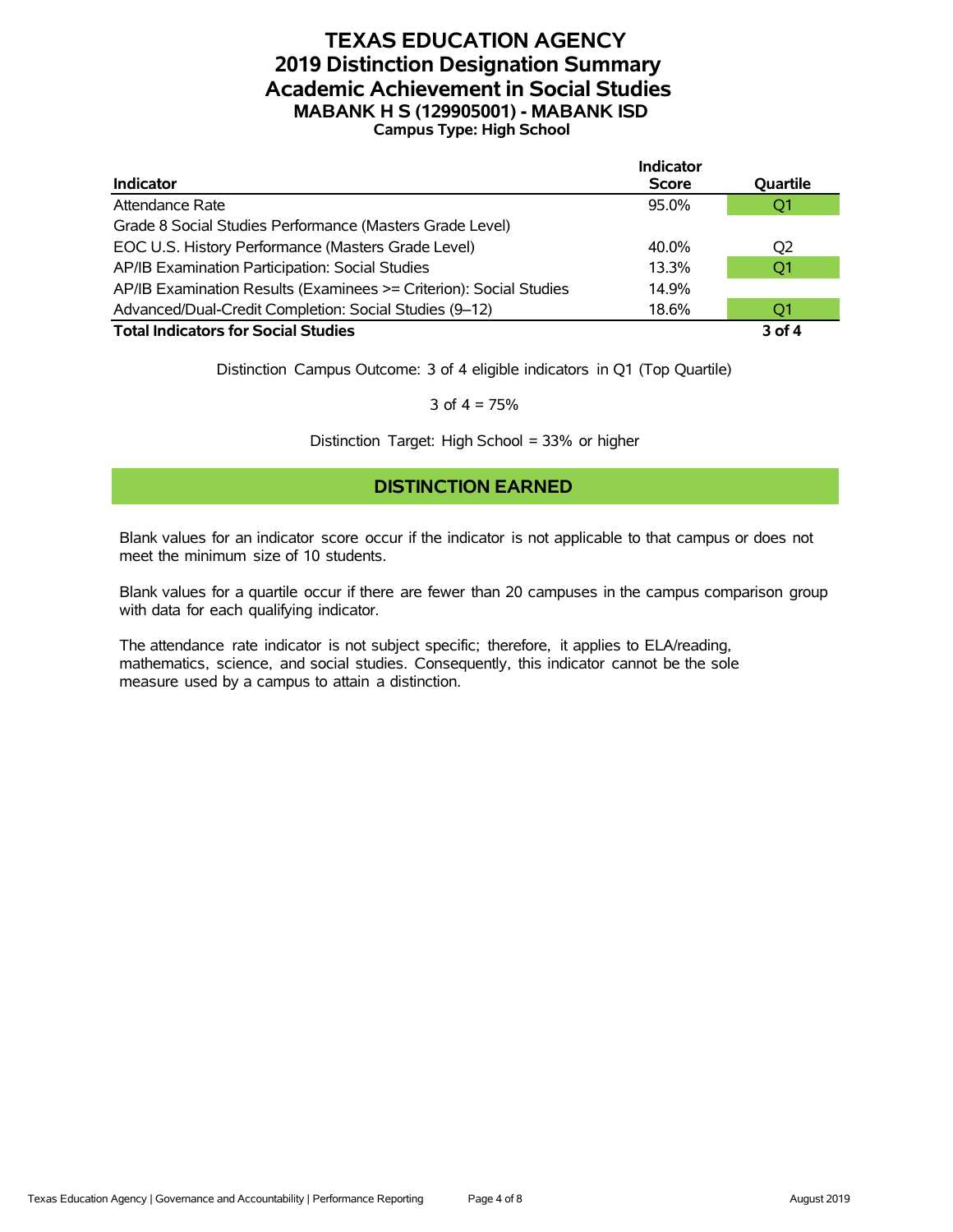# TEXAS EDUCATION AGENCY
# 2019 Distinction Designation Summary
# Academic Achievement in Social Studies
## MABANK H S (129905001) - MABANK ISD
### Campus Type: High School

| Indicator | Indicator Score | Quartile |
|---|---|---|
| Attendance Rate | 95.0% | Q1 |
| Grade 8 Social Studies Performance (Masters Grade Level) | | |
| EOC U.S. History Performance (Masters Grade Level) | 40.0% | Q2 |
| AP/IB Examination Participation: Social Studies | 13.3% | Q1 |
| AP/IB Examination Results (Examinees >= Criterion): Social Studies | 14.9% | |
| Advanced/Dual-Credit Completion: Social Studies (9–12) | 18.6% | Q1 |
| **Total Indicators for Social Studies** | | **3 of 4** |

Distinction Campus Outcome: 3 of 4 eligible indicators in Q1 (Top Quartile)

3 of 4 = 75%

Distinction Target: High School = 33% or higher

## DISTINCTION EARNED

Blank values for an indicator score occur if the indicator is not applicable to that campus or does not meet the minimum size of 10 students.

Blank values for a quartile occur if there are fewer than 20 campuses in the campus comparison group with data for each qualifying indicator.

The attendance rate indicator is not subject specific; therefore, it applies to ELA/reading, mathematics, science, and social studies. Consequently, this indicator cannot be the sole measure used by a campus to attain a distinction.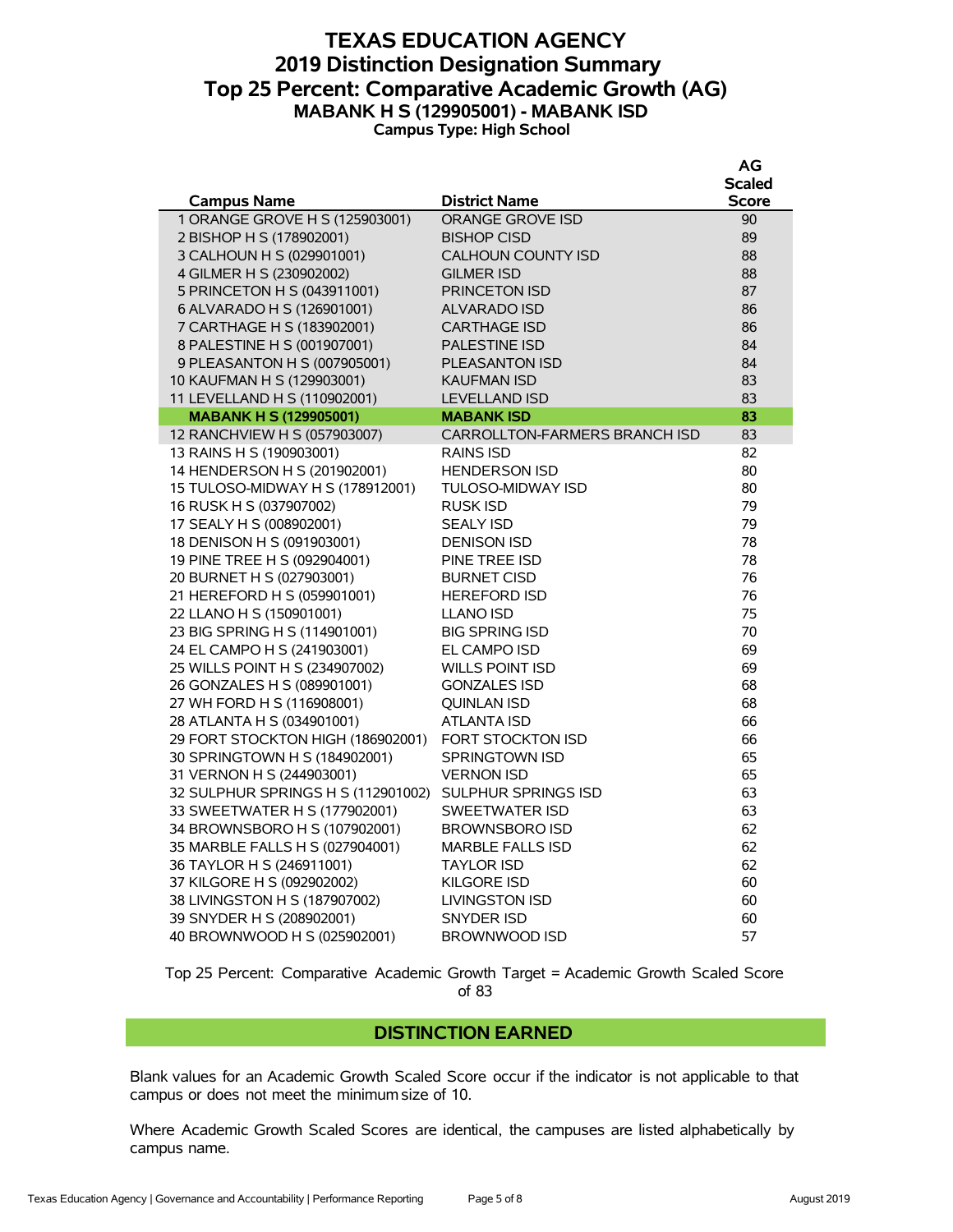# TEXAS EDUCATION AGENCY
## 2019 Distinction Designation Summary
## Top 25 Percent: Comparative Academic Growth (AG)
### MABANK H S (129905001) - MABANK ISD
**Campus Type: High School**

| Campus Name | District Name | AG Scaled Score |
|---|---|---|
| 1 ORANGE GROVE H S (125903001) | ORANGE GROVE ISD | 90 |
| 2 BISHOP H S (178902001) | BISHOP CISD | 89 |
| 3 CALHOUN H S (029901001) | CALHOUN COUNTY ISD | 88 |
| 4 GILMER H S (230902002) | GILMER ISD | 88 |
| 5 PRINCETON H S (043911001) | PRINCETON ISD | 87 |
| 6 ALVARADO H S (126901001) | ALVARADO ISD | 86 |
| 7 CARTHAGE H S (183902001) | CARTHAGE ISD | 86 |
| 8 PALESTINE H S (001907001) | PALESTINE ISD | 84 |
| 9 PLEASANTON H S (007905001) | PLEASANTON ISD | 84 |
| 10 KAUFMAN H S (129903001) | KAUFMAN ISD | 83 |
| 11 LEVELLAND H S (110902001) | LEVELLAND ISD | 83 |
| **MABANK H S (129905001)** | **MABANK ISD** | **83** |
| 12 RANCHVIEW H S (057903007) | CARROLLTON-FARMERS BRANCH ISD | 83 |
| 13 RAINS H S (190903001) | RAINS ISD | 82 |
| 14 HENDERSON H S (201902001) | HENDERSON ISD | 80 |
| 15 TULOSO-MIDWAY H S (178912001) | TULOSO-MIDWAY ISD | 80 |
| 16 RUSK H S (037907002) | RUSK ISD | 79 |
| 17 SEALY H S (008902001) | SEALY ISD | 79 |
| 18 DENISON H S (091903001) | DENISON ISD | 78 |
| 19 PINE TREE H S (092904001) | PINE TREE ISD | 78 |
| 20 BURNET H S (027903001) | BURNET CISD | 76 |
| 21 HEREFORD H S (059901001) | HEREFORD ISD | 76 |
| 22 LLANO H S (150901001) | LLANO ISD | 75 |
| 23 BIG SPRING H S (114901001) | BIG SPRING ISD | 70 |
| 24 EL CAMPO H S (241903001) | EL CAMPO ISD | 69 |
| 25 WILLS POINT H S (234907002) | WILLS POINT ISD | 69 |
| 26 GONZALES H S (089901001) | GONZALES ISD | 68 |
| 27 WH FORD H S (116908001) | QUINLAN ISD | 68 |
| 28 ATLANTA H S (034901001) | ATLANTA ISD | 66 |
| 29 FORT STOCKTON HIGH (186902001) | FORT STOCKTON ISD | 66 |
| 30 SPRINGTOWN H S (184902001) | SPRINGTOWN ISD | 65 |
| 31 VERNON H S (244903001) | VERNON ISD | 65 |
| 32 SULPHUR SPRINGS H S (112901002) | SULPHUR SPRINGS ISD | 63 |
| 33 SWEETWATER H S (177902001) | SWEETWATER ISD | 63 |
| 34 BROWNSBORO H S (107902001) | BROWNSBORO ISD | 62 |
| 35 MARBLE FALLS H S (027904001) | MARBLE FALLS ISD | 62 |
| 36 TAYLOR H S (246911001) | TAYLOR ISD | 62 |
| 37 KILGORE H S (092902002) | KILGORE ISD | 60 |
| 38 LIVINGSTON H S (187907002) | LIVINGSTON ISD | 60 |
| 39 SNYDER H S (208902001) | SNYDER ISD | 60 |
| 40 BROWNWOOD H S (025902001) | BROWNWOOD ISD | 57 |

Top 25 Percent: Comparative Academic Growth Target = Academic Growth Scaled Score of 83

**DISTINCTION EARNED**

Blank values for an Academic Growth Scaled Score occur if the indicator is not applicable to that campus or does not meet the minimum size of 10.

Where Academic Growth Scaled Scores are identical, the campuses are listed alphabetically by campus name.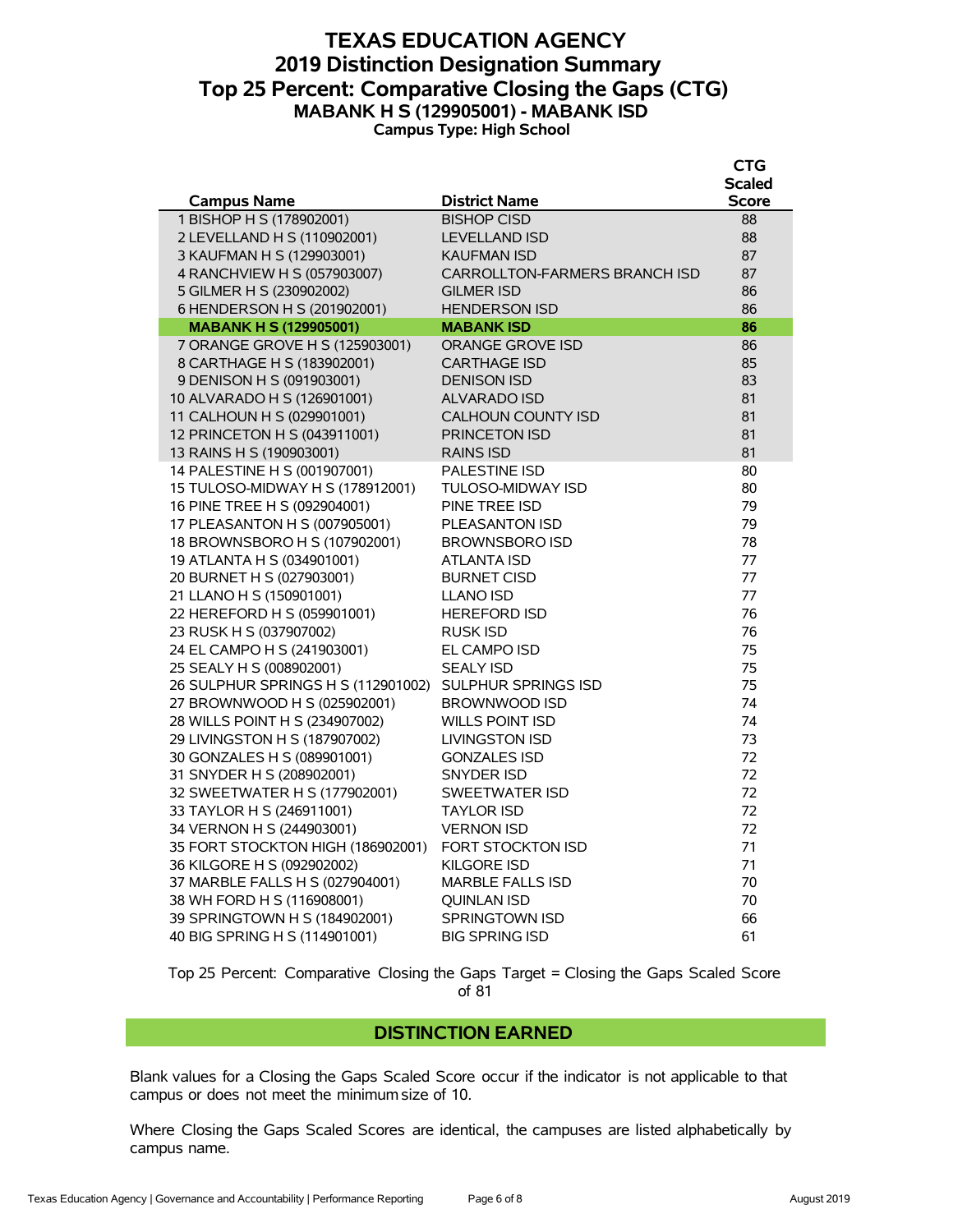# TEXAS EDUCATION AGENCY
## 2019 Distinction Designation Summary
## Top 25 Percent: Comparative Closing the Gaps (CTG)
### MABANK H S (129905001) - MABANK ISD
**Campus Type: High School**

| Campus Name | District Name | CTG Scaled Score |
|---|---|---|
| 1 BISHOP H S (178902001) | BISHOP CISD | 88 |
| 2 LEVELLAND H S (110902001) | LEVELLAND ISD | 88 |
| 3 KAUFMAN H S (129903001) | KAUFMAN ISD | 87 |
| 4 RANCHVIEW H S (057903007) | CARROLLTON-FARMERS BRANCH ISD | 87 |
| 5 GILMER H S (230902002) | GILMER ISD | 86 |
| 6 HENDERSON H S (201902001) | HENDERSON ISD | 86 |
| **MABANK H S (129905001)** | **MABANK ISD** | **86** |
| 7 ORANGE GROVE H S (125903001) | ORANGE GROVE ISD | 86 |
| 8 CARTHAGE H S (183902001) | CARTHAGE ISD | 85 |
| 9 DENISON H S (091903001) | DENISON ISD | 83 |
| 10 ALVARADO H S (126901001) | ALVARADO ISD | 81 |
| 11 CALHOUN H S (029901001) | CALHOUN COUNTY ISD | 81 |
| 12 PRINCETON H S (043911001) | PRINCETON ISD | 81 |
| 13 RAINS H S (190903001) | RAINS ISD | 81 |
| 14 PALESTINE H S (001907001) | PALESTINE ISD | 80 |
| 15 TULOSO-MIDWAY H S (178912001) | TULOSO-MIDWAY ISD | 80 |
| 16 PINE TREE H S (092904001) | PINE TREE ISD | 79 |
| 17 PLEASANTON H S (007905001) | PLEASANTON ISD | 79 |
| 18 BROWNSBORO H S (107902001) | BROWNSBORO ISD | 78 |
| 19 ATLANTA H S (034901001) | ATLANTA ISD | 77 |
| 20 BURNET H S (027903001) | BURNET CISD | 77 |
| 21 LLANO H S (150901001) | LLANO ISD | 77 |
| 22 HEREFORD H S (059901001) | HEREFORD ISD | 76 |
| 23 RUSK H S (037907002) | RUSK ISD | 76 |
| 24 EL CAMPO H S (241903001) | EL CAMPO ISD | 75 |
| 25 SEALY H S (008902001) | SEALY ISD | 75 |
| 26 SULPHUR SPRINGS H S (112901002) | SULPHUR SPRINGS ISD | 75 |
| 27 BROWNWOOD H S (025902001) | BROWNWOOD ISD | 74 |
| 28 WILLS POINT H S (234907002) | WILLS POINT ISD | 74 |
| 29 LIVINGSTON H S (187907002) | LIVINGSTON ISD | 73 |
| 30 GONZALES H S (089901001) | GONZALES ISD | 72 |
| 31 SNYDER H S (208902001) | SNYDER ISD | 72 |
| 32 SWEETWATER H S (177902001) | SWEETWATER ISD | 72 |
| 33 TAYLOR H S (246911001) | TAYLOR ISD | 72 |
| 34 VERNON H S (244903001) | VERNON ISD | 72 |
| 35 FORT STOCKTON HIGH (186902001) | FORT STOCKTON ISD | 71 |
| 36 KILGORE H S (092902002) | KILGORE ISD | 71 |
| 37 MARBLE FALLS H S (027904001) | MARBLE FALLS ISD | 70 |
| 38 WH FORD H S (116908001) | QUINLAN ISD | 70 |
| 39 SPRINGTOWN H S (184902001) | SPRINGTOWN ISD | 66 |
| 40 BIG SPRING H S (114901001) | BIG SPRING ISD | 61 |

Top 25 Percent: Comparative Closing the Gaps Target = Closing the Gaps Scaled Score of 81

## DISTINCTION EARNED

Blank values for a Closing the Gaps Scaled Score occur if the indicator is not applicable to that campus or does not meet the minimum size of 10.

Where Closing the Gaps Scaled Scores are identical, the campuses are listed alphabetically by campus name.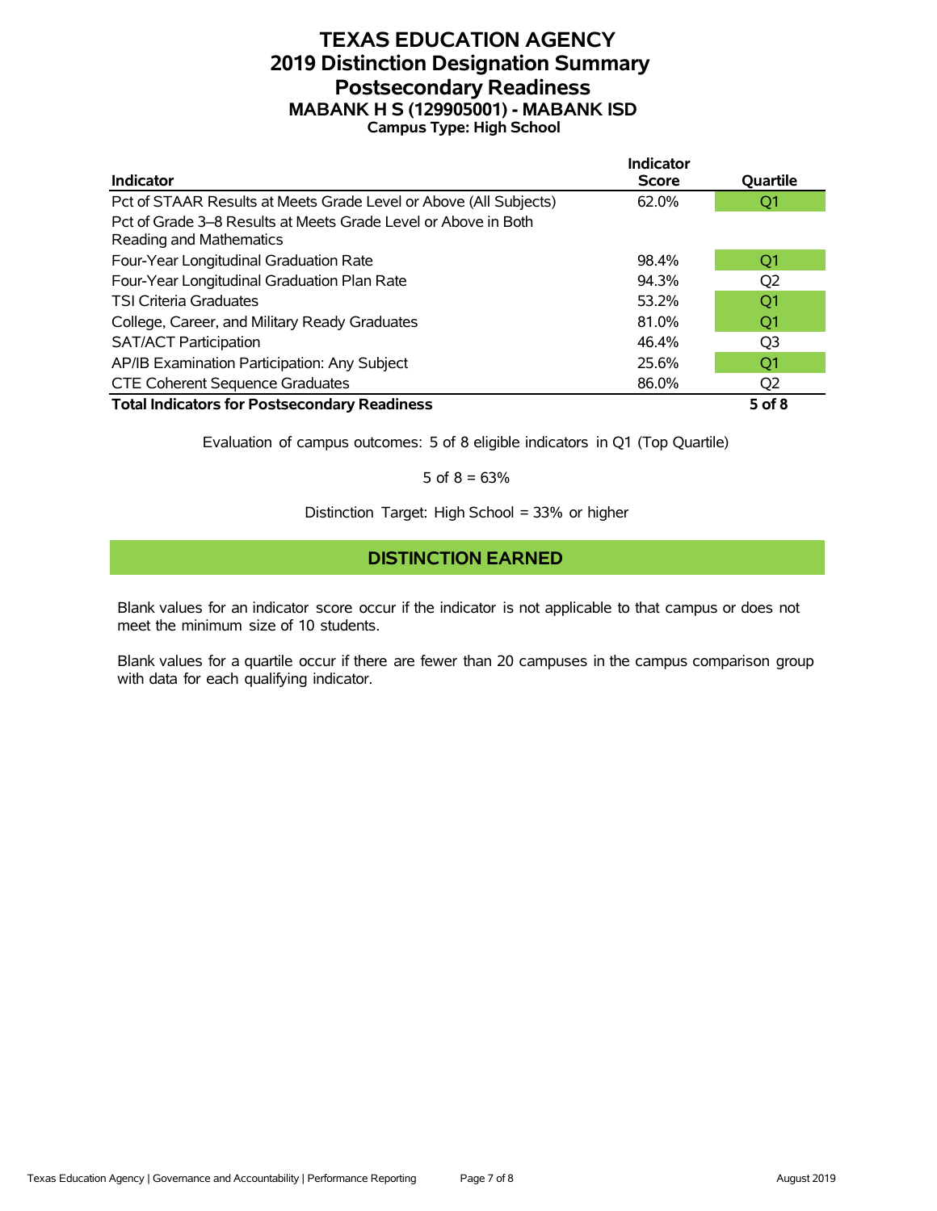# TEXAS EDUCATION AGENCY
# 2019 Distinction Designation Summary
# Postsecondary Readiness
### MABANK H S (129905001) - MABANK ISD
**Campus Type: High School**

| Indicator | Indicator Score | Quartile |
|---|---|---|
| Pct of STAAR Results at Meets Grade Level or Above (All Subjects) | 62.0% | Q1 |
| Pct of Grade 3–8 Results at Meets Grade Level or Above in Both Reading and Mathematics | | |
| Four-Year Longitudinal Graduation Rate | 98.4% | Q1 |
| Four-Year Longitudinal Graduation Plan Rate | 94.3% | Q2 |
| TSI Criteria Graduates | 53.2% | Q1 |
| College, Career, and Military Ready Graduates | 81.0% | Q1 |
| SAT/ACT Participation | 46.4% | Q3 |
| AP/IB Examination Participation: Any Subject | 25.6% | Q1 |
| CTE Coherent Sequence Graduates | 86.0% | Q2 |
| **Total Indicators for Postsecondary Readiness** | | **5 of 8** |

Evaluation of campus outcomes: 5 of 8 eligible indicators in Q1 (Top Quartile)

5 of 8 = 63%

Distinction Target: High School = 33% or higher

## DISTINCTION EARNED

Blank values for an indicator score occur if the indicator is not applicable to that campus or does not meet the minimum size of 10 students.

Blank values for a quartile occur if there are fewer than 20 campuses in the campus comparison group with data for each qualifying indicator.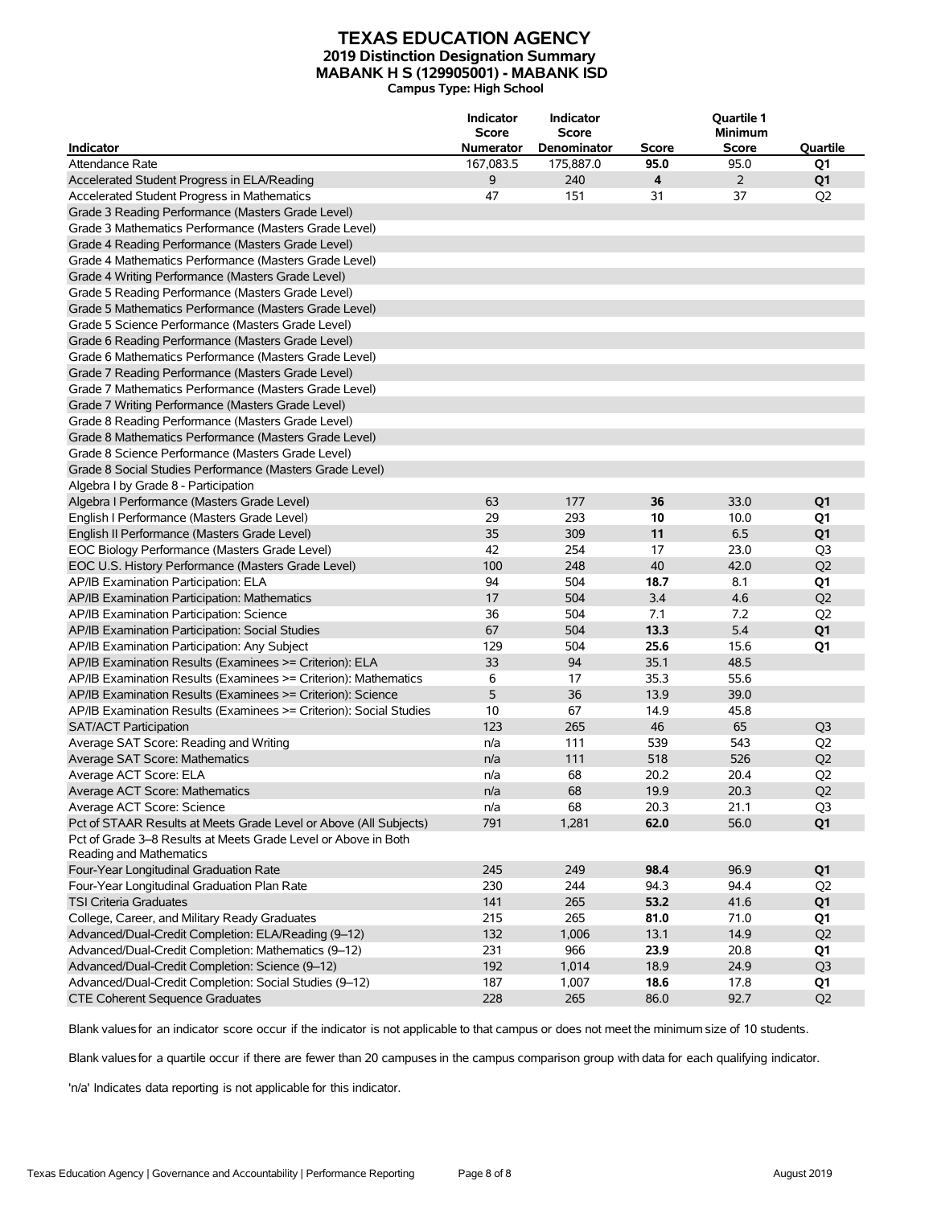# TEXAS EDUCATION AGENCY

## 2019 Distinction Designation Summary

## MABANK H S (129905001) - MABANK ISD

**Campus Type: High School**

| Indicator | Indicator Score Numerator | Indicator Score Denominator | Score | Quartile 1 Minimum Score | Quartile |
|---|---|---|---|---|---|
| Attendance Rate | 167,083.5 | 175,887.0 | **95.0** | 95.0 | **Q1** |
| Accelerated Student Progress in ELA/Reading | 9 | 240 | **4** | 2 | **Q1** |
| Accelerated Student Progress in Mathematics | 47 | 151 | 31 | 37 | Q2 |
| Grade 3 Reading Performance (Masters Grade Level) | | | | | |
| Grade 3 Mathematics Performance (Masters Grade Level) | | | | | |
| Grade 4 Reading Performance (Masters Grade Level) | | | | | |
| Grade 4 Mathematics Performance (Masters Grade Level) | | | | | |
| Grade 4 Writing Performance (Masters Grade Level) | | | | | |
| Grade 5 Reading Performance (Masters Grade Level) | | | | | |
| Grade 5 Mathematics Performance (Masters Grade Level) | | | | | |
| Grade 5 Science Performance (Masters Grade Level) | | | | | |
| Grade 6 Reading Performance (Masters Grade Level) | | | | | |
| Grade 6 Mathematics Performance (Masters Grade Level) | | | | | |
| Grade 7 Reading Performance (Masters Grade Level) | | | | | |
| Grade 7 Mathematics Performance (Masters Grade Level) | | | | | |
| Grade 7 Writing Performance (Masters Grade Level) | | | | | |
| Grade 8 Reading Performance (Masters Grade Level) | | | | | |
| Grade 8 Mathematics Performance (Masters Grade Level) | | | | | |
| Grade 8 Science Performance (Masters Grade Level) | | | | | |
| Grade 8 Social Studies Performance (Masters Grade Level) | | | | | |
| Algebra I by Grade 8 - Participation | | | | | |
| Algebra I Performance (Masters Grade Level) | 63 | 177 | **36** | 33.0 | **Q1** |
| English I Performance (Masters Grade Level) | 29 | 293 | **10** | 10.0 | **Q1** |
| English II Performance (Masters Grade Level) | 35 | 309 | **11** | 6.5 | **Q1** |
| EOC Biology Performance (Masters Grade Level) | 42 | 254 | 17 | 23.0 | Q3 |
| EOC U.S. History Performance (Masters Grade Level) | 100 | 248 | 40 | 42.0 | Q2 |
| AP/IB Examination Participation: ELA | 94 | 504 | **18.7** | 8.1 | **Q1** |
| AP/IB Examination Participation: Mathematics | 17 | 504 | 3.4 | 4.6 | Q2 |
| AP/IB Examination Participation: Science | 36 | 504 | 7.1 | 7.2 | Q2 |
| AP/IB Examination Participation: Social Studies | 67 | 504 | **13.3** | 5.4 | **Q1** |
| AP/IB Examination Participation: Any Subject | 129 | 504 | **25.6** | 15.6 | **Q1** |
| AP/IB Examination Results (Examinees >= Criterion): ELA | 33 | 94 | 35.1 | 48.5 | |
| AP/IB Examination Results (Examinees >= Criterion): Mathematics | 6 | 17 | 35.3 | 55.6 | |
| AP/IB Examination Results (Examinees >= Criterion): Science | 5 | 36 | 13.9 | 39.0 | |
| AP/IB Examination Results (Examinees >= Criterion): Social Studies | 10 | 67 | 14.9 | 45.8 | |
| SAT/ACT Participation | 123 | 265 | 46 | 65 | Q3 |
| Average SAT Score: Reading and Writing | n/a | 111 | 539 | 543 | Q2 |
| Average SAT Score: Mathematics | n/a | 111 | 518 | 526 | Q2 |
| Average ACT Score: ELA | n/a | 68 | 20.2 | 20.4 | Q2 |
| Average ACT Score: Mathematics | n/a | 68 | 19.9 | 20.3 | Q2 |
| Average ACT Score: Science | n/a | 68 | 20.3 | 21.1 | Q3 |
| Pct of STAAR Results at Meets Grade Level or Above (All Subjects) | 791 | 1,281 | **62.0** | 56.0 | **Q1** |
| Pct of Grade 3–8 Results at Meets Grade Level or Above in Both Reading and Mathematics | | | | | |
| Four-Year Longitudinal Graduation Rate | 245 | 249 | **98.4** | 96.9 | **Q1** |
| Four-Year Longitudinal Graduation Plan Rate | 230 | 244 | 94.3 | 94.4 | Q2 |
| TSI Criteria Graduates | 141 | 265 | **53.2** | 41.6 | **Q1** |
| College, Career, and Military Ready Graduates | 215 | 265 | **81.0** | 71.0 | **Q1** |
| Advanced/Dual-Credit Completion: ELA/Reading (9–12) | 132 | 1,006 | 13.1 | 14.9 | Q2 |
| Advanced/Dual-Credit Completion: Mathematics (9–12) | 231 | 966 | **23.9** | 20.8 | **Q1** |
| Advanced/Dual-Credit Completion: Science (9–12) | 192 | 1,014 | 18.9 | 24.9 | Q3 |
| Advanced/Dual-Credit Completion: Social Studies (9–12) | 187 | 1,007 | **18.6** | 17.8 | **Q1** |
| CTE Coherent Sequence Graduates | 228 | 265 | 86.0 | 92.7 | Q2 |

Blank values for an indicator score occur if the indicator is not applicable to that campus or does not meet the minimum size of 10 students.

Blank values for a quartile occur if there are fewer than 20 campuses in the campus comparison group with data for each qualifying indicator.

'n/a' Indicates data reporting is not applicable for this indicator.